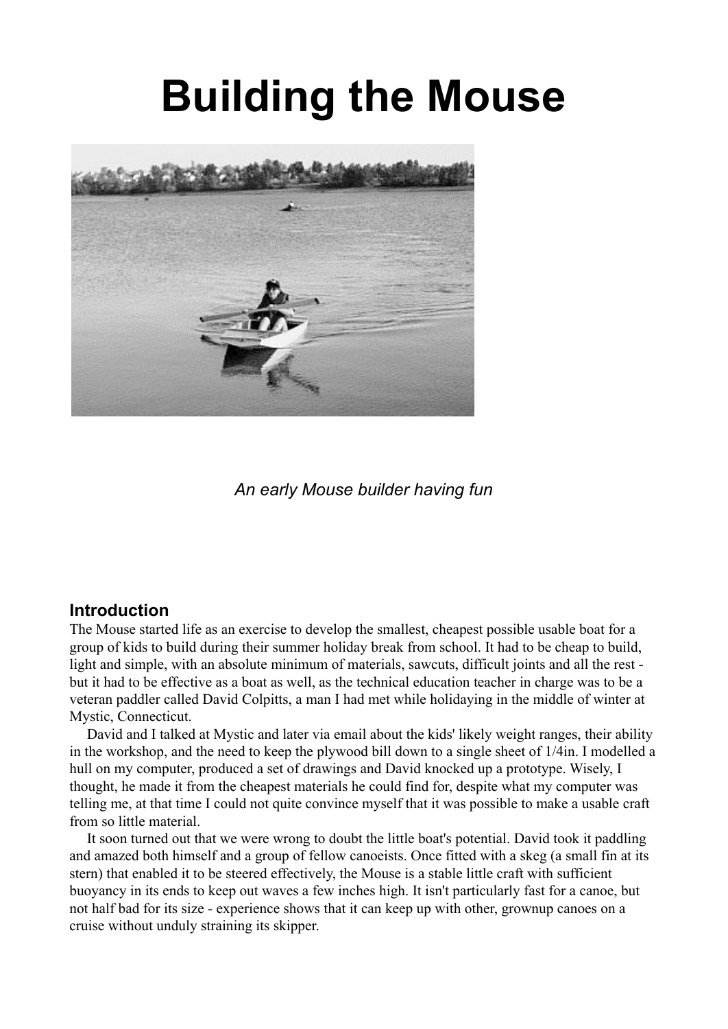# Building the Mouse

*An early Mouse builder having fun*

## Introduction

The Mouse started life as an exercise to develop the smallest, cheapest possible usable boat for a group of kids to build during their summer holiday break from school. It had to be cheap to build, light and simple, with an absolute minimum of materials, sawcuts, difficult joints and all the rest - but it had to be effective as a boat as well, as the technical education teacher in charge was to be a veteran paddler called David Colpitts, a man I had met while holidaying in the middle of winter at Mystic, Connecticut.

David and I talked at Mystic and later via email about the kids' likely weight ranges, their ability in the workshop, and the need to keep the plywood bill down to a single sheet of 1/4in. I modelled a hull on my computer, produced a set of drawings and David knocked up a prototype. Wisely, I thought, he made it from the cheapest materials he could find for, despite what my computer was telling me, at that time I could not quite convince myself that it was possible to make a usable craft from so little material.

It soon turned out that we were wrong to doubt the little boat's potential. David took it paddling and amazed both himself and a group of fellow canoeists. Once fitted with a skeg (a small fin at its stern) that enabled it to be steered effectively, the Mouse is a stable little craft with sufficient buoyancy in its ends to keep out waves a few inches high. It isn't particularly fast for a canoe, but not half bad for its size - experience shows that it can keep up with other, grownup canoes on a cruise without unduly straining its skipper.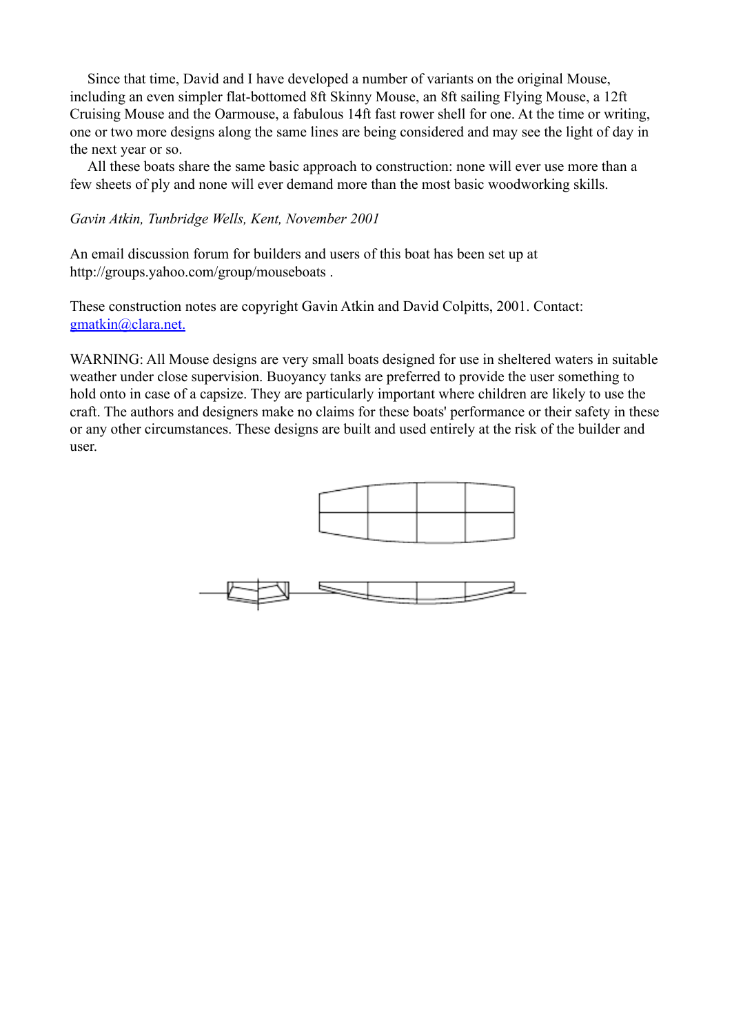Since that time, David and I have developed a number of variants on the original Mouse, including an even simpler flat-bottomed 8ft Skinny Mouse, an 8ft sailing Flying Mouse, a 12ft Cruising Mouse and the Oarmouse, a fabulous 14ft fast rower shell for one. At the time or writing, one or two more designs along the same lines are being considered and may see the light of day in the next year or so.

All these boats share the same basic approach to construction: none will ever use more than a few sheets of ply and none will ever demand more than the most basic woodworking skills.

*Gavin Atkin, Tunbridge Wells, Kent, November 2001*

An email discussion forum for builders and users of this boat has been set up at http://groups.yahoo.com/group/mouseboats .

These construction notes are copyright Gavin Atkin and David Colpitts, 2001. Contact: [gmatkin@clara.net.](mailto:gmatkin@clara.net)

WARNING: All Mouse designs are very small boats designed for use in sheltered waters in suitable weather under close supervision. Buoyancy tanks are preferred to provide the user something to hold onto in case of a capsize. They are particularly important where children are likely to use the craft. The authors and designers make no claims for these boats' performance or their safety in these or any other circumstances. These designs are built and used entirely at the risk of the builder and user.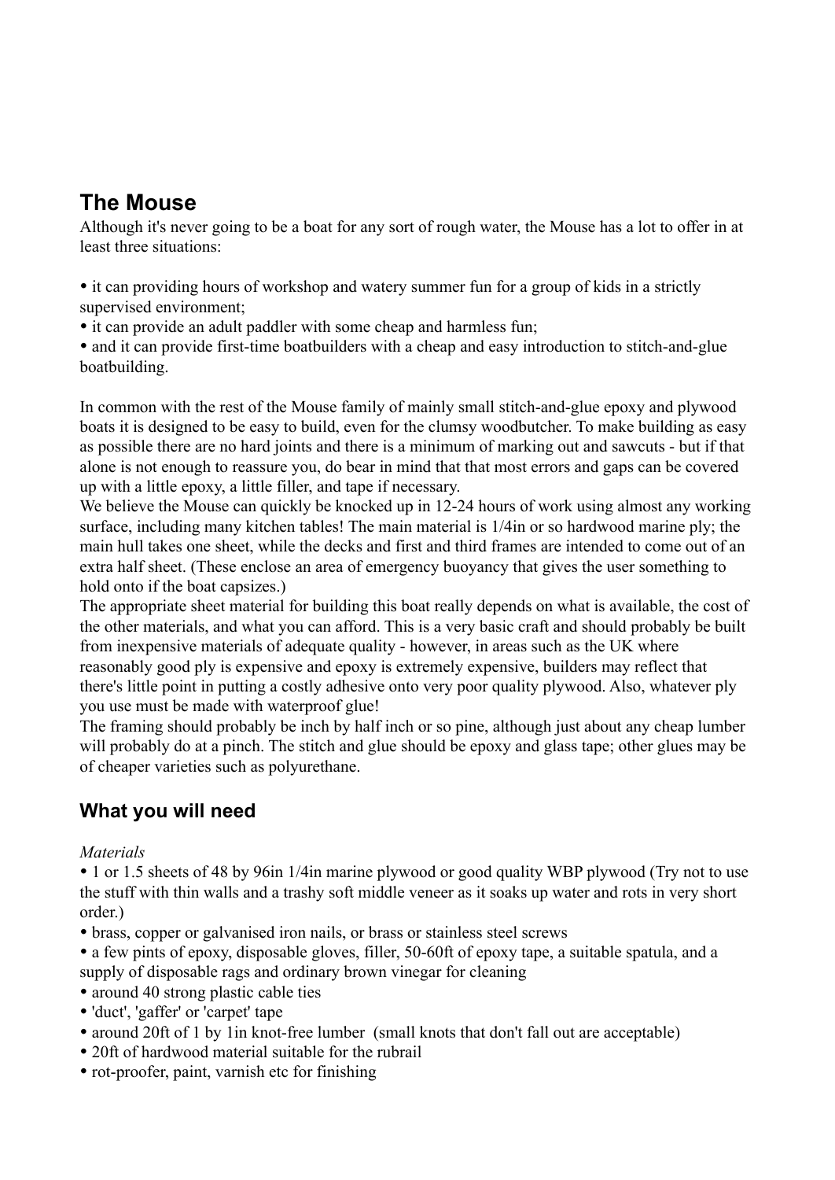## The Mouse

Although it's never going to be a boat for any sort of rough water, the Mouse has a lot to offer in at least three situations:

- it can providing hours of workshop and watery summer fun for a group of kids in a strictly supervised environment;
- it can provide an adult paddler with some cheap and harmless fun;
- and it can provide first-time boatbuilders with a cheap and easy introduction to stitch-and-glue boatbuilding.

In common with the rest of the Mouse family of mainly small stitch-and-glue epoxy and plywood boats it is designed to be easy to build, even for the clumsy woodbutcher. To make building as easy as possible there are no hard joints and there is a minimum of marking out and sawcuts - but if that alone is not enough to reassure you, do bear in mind that that most errors and gaps can be covered up with a little epoxy, a little filler, and tape if necessary.

We believe the Mouse can quickly be knocked up in 12-24 hours of work using almost any working surface, including many kitchen tables! The main material is 1/4in or so hardwood marine ply; the main hull takes one sheet, while the decks and first and third frames are intended to come out of an extra half sheet. (These enclose an area of emergency buoyancy that gives the user something to hold onto if the boat capsizes.)

The appropriate sheet material for building this boat really depends on what is available, the cost of the other materials, and what you can afford. This is a very basic craft and should probably be built from inexpensive materials of adequate quality - however, in areas such as the UK where reasonably good ply is expensive and epoxy is extremely expensive, builders may reflect that there's little point in putting a costly adhesive onto very poor quality plywood. Also, whatever ply you use must be made with waterproof glue!

The framing should probably be inch by half inch or so pine, although just about any cheap lumber will probably do at a pinch. The stitch and glue should be epoxy and glass tape; other glues may be of cheaper varieties such as polyurethane.

## What you will need

*Materials*

- 1 or 1.5 sheets of 48 by 96in 1/4in marine plywood or good quality WBP plywood (Try not to use the stuff with thin walls and a trashy soft middle veneer as it soaks up water and rots in very short order.)
- brass, copper or galvanised iron nails, or brass or stainless steel screws
- a few pints of epoxy, disposable gloves, filler, 50-60ft of epoxy tape, a suitable spatula, and a supply of disposable rags and ordinary brown vinegar for cleaning
- around 40 strong plastic cable ties
- 'duct', 'gaffer' or 'carpet' tape
- around 20ft of 1 by 1in knot-free lumber (small knots that don't fall out are acceptable)
- 20ft of hardwood material suitable for the rubrail
- rot-proofer, paint, varnish etc for finishing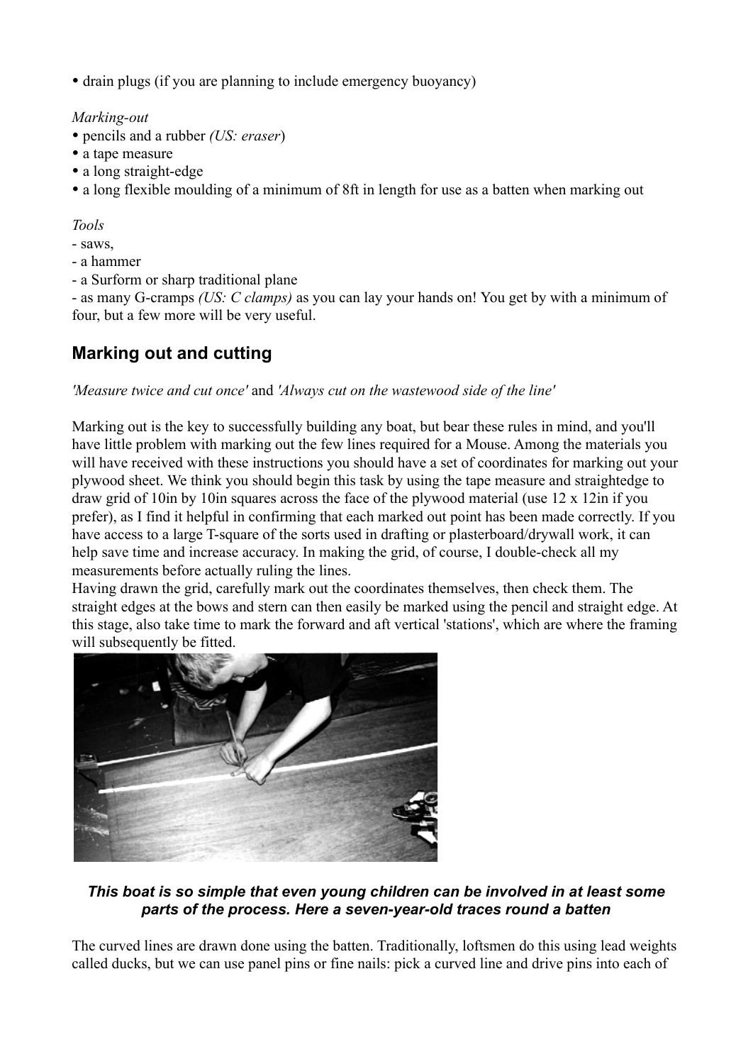• drain plugs (if you are planning to include emergency buoyancy)

*Marking-out*

• pencils and a rubber *(US: eraser*)
• a tape measure
• a long straight-edge
• a long flexible moulding of a minimum of 8ft in length for use as a batten when marking out

*Tools*

- saws,
- a hammer
- a Surform or sharp traditional plane
- as many G-cramps *(US: C clamps)* as you can lay your hands on! You get by with a minimum of four, but a few more will be very useful.

## Marking out and cutting

*'Measure twice and cut once'* and *'Always cut on the wastewood side of the line'*

Marking out is the key to successfully building any boat, but bear these rules in mind, and you'll have little problem with marking out the few lines required for a Mouse. Among the materials you will have received with these instructions you should have a set of coordinates for marking out your plywood sheet. We think you should begin this task by using the tape measure and straightedge to draw grid of 10in by 10in squares across the face of the plywood material (use 12 x 12in if you prefer), as I find it helpful in confirming that each marked out point has been made correctly. If you have access to a large T-square of the sorts used in drafting or plasterboard/drywall work, it can help save time and increase accuracy. In making the grid, of course, I double-check all my measurements before actually ruling the lines.

Having drawn the grid, carefully mark out the coordinates themselves, then check them. The straight edges at the bows and stern can then easily be marked using the pencil and straight edge. At this stage, also take time to mark the forward and aft vertical 'stations', which are where the framing will subsequently be fitted.

***This boat is so simple that even young children can be involved in at least some parts of the process. Here a seven-year-old traces round a batten***

The curved lines are drawn done using the batten. Traditionally, loftsmen do this using lead weights called ducks, but we can use panel pins or fine nails: pick a curved line and drive pins into each of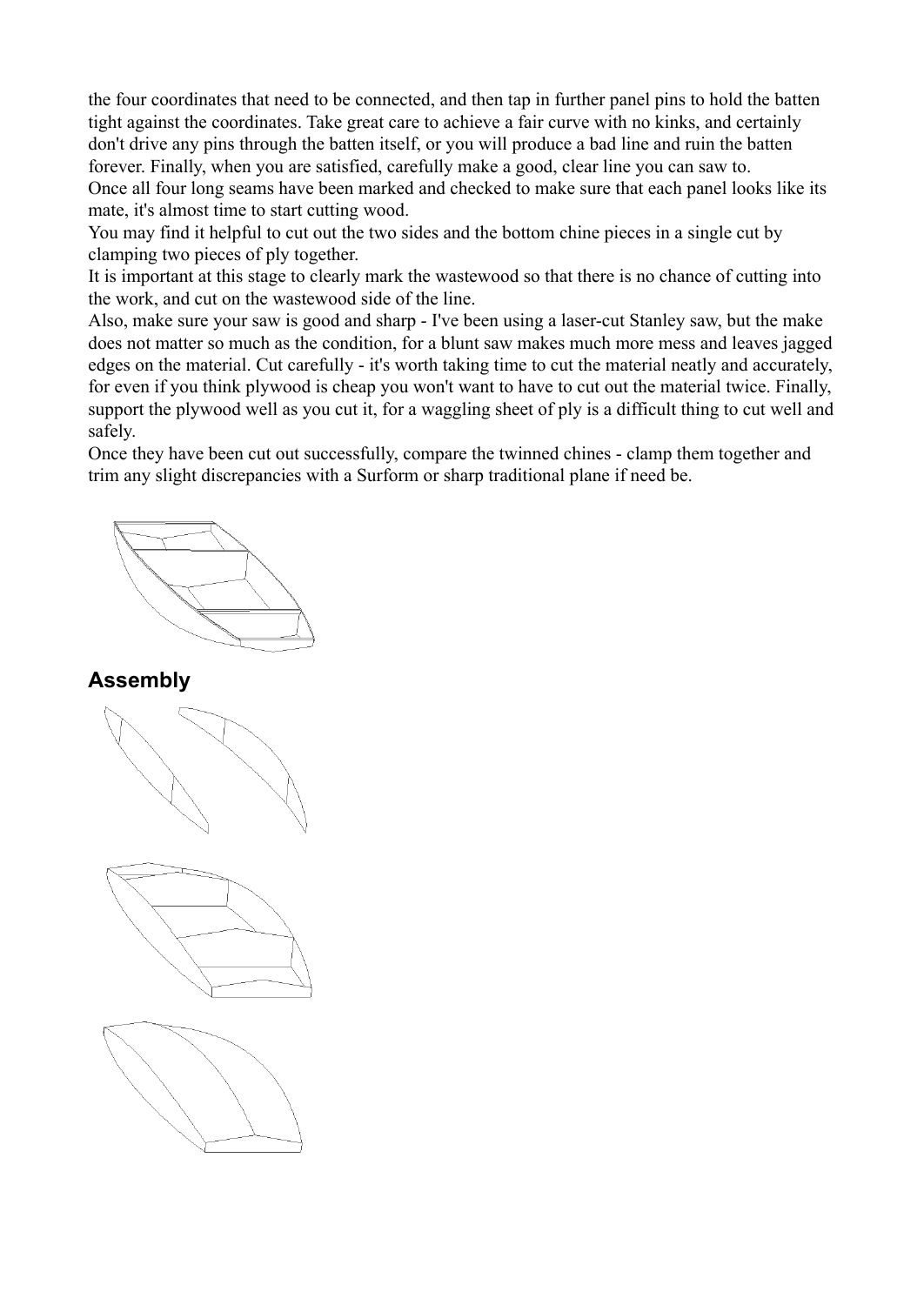the four coordinates that need to be connected, and then tap in further panel pins to hold the batten tight against the coordinates. Take great care to achieve a fair curve with no kinks, and certainly don't drive any pins through the batten itself, or you will produce a bad line and ruin the batten forever. Finally, when you are satisfied, carefully make a good, clear line you can saw to.
Once all four long seams have been marked and checked to make sure that each panel looks like its mate, it's almost time to start cutting wood.
You may find it helpful to cut out the two sides and the bottom chine pieces in a single cut by clamping two pieces of ply together.
It is important at this stage to clearly mark the wastewood so that there is no chance of cutting into the work, and cut on the wastewood side of the line.
Also, make sure your saw is good and sharp - I've been using a laser-cut Stanley saw, but the make does not matter so much as the condition, for a blunt saw makes much more mess and leaves jagged edges on the material. Cut carefully - it's worth taking time to cut the material neatly and accurately, for even if you think plywood is cheap you won't want to have to cut out the material twice. Finally, support the plywood well as you cut it, for a waggling sheet of ply is a difficult thing to cut well and safely.
Once they have been cut out successfully, compare the twinned chines - clamp them together and trim any slight discrepancies with a Surform or sharp traditional plane if need be.

## Assembly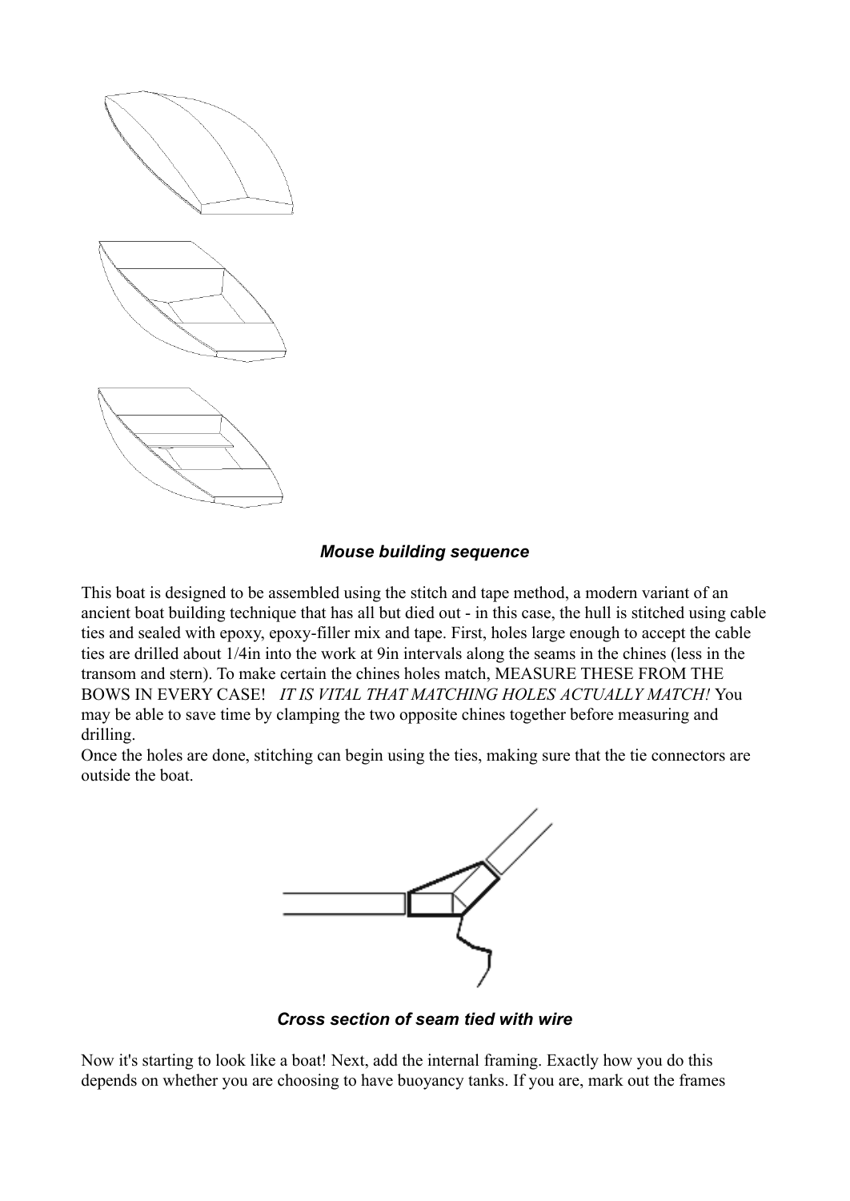*Mouse building sequence*

This boat is designed to be assembled using the stitch and tape method, a modern variant of an ancient boat building technique that has all but died out - in this case, the hull is stitched using cable ties and sealed with epoxy, epoxy-filler mix and tape. First, holes large enough to accept the cable ties are drilled about 1/4in into the work at 9in intervals along the seams in the chines (less in the transom and stern). To make certain the chines holes match, MEASURE THESE FROM THE BOWS IN EVERY CASE! *IT IS VITAL THAT MATCHING HOLES ACTUALLY MATCH!* You may be able to save time by clamping the two opposite chines together before measuring and drilling.

Once the holes are done, stitching can begin using the ties, making sure that the tie connectors are outside the boat.

*Cross section of seam tied with wire*

Now it's starting to look like a boat! Next, add the internal framing. Exactly how you do this depends on whether you are choosing to have buoyancy tanks. If you are, mark out the frames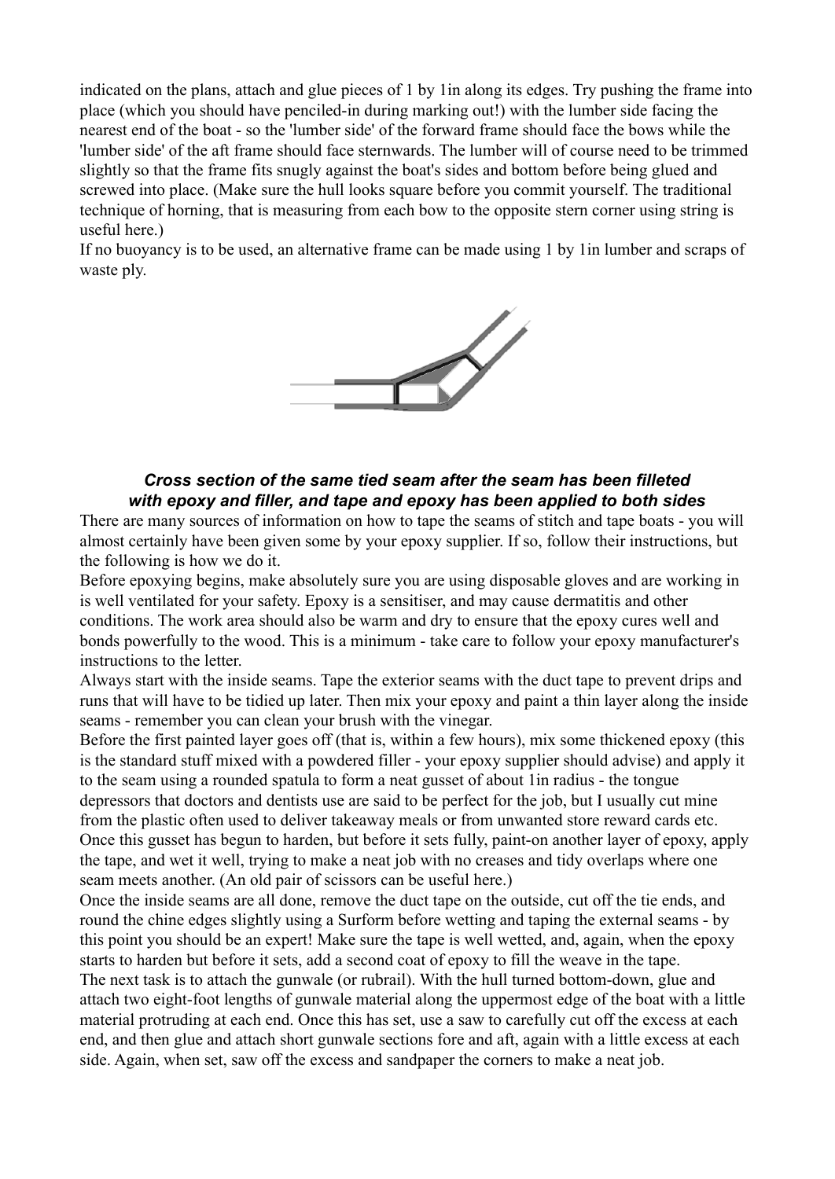indicated on the plans, attach and glue pieces of 1 by 1in along its edges. Try pushing the frame into place (which you should have penciled-in during marking out!) with the lumber side facing the nearest end of the boat - so the 'lumber side' of the forward frame should face the bows while the 'lumber side' of the aft frame should face sternwards. The lumber will of course need to be trimmed slightly so that the frame fits snugly against the boat's sides and bottom before being glued and screwed into place. (Make sure the hull looks square before you commit yourself. The traditional technique of horning, that is measuring from each bow to the opposite stern corner using string is useful here.)

If no buoyancy is to be used, an alternative frame can be made using 1 by 1in lumber and scraps of waste ply.

***Cross section of the same tied seam after the seam has been filleted with epoxy and filler, and tape and epoxy has been applied to both sides***

There are many sources of information on how to tape the seams of stitch and tape boats - you will almost certainly have been given some by your epoxy supplier. If so, follow their instructions, but the following is how we do it.

Before epoxying begins, make absolutely sure you are using disposable gloves and are working in is well ventilated for your safety. Epoxy is a sensitiser, and may cause dermatitis and other conditions. The work area should also be warm and dry to ensure that the epoxy cures well and bonds powerfully to the wood. This is a minimum - take care to follow your epoxy manufacturer's instructions to the letter.

Always start with the inside seams. Tape the exterior seams with the duct tape to prevent drips and runs that will have to be tidied up later. Then mix your epoxy and paint a thin layer along the inside seams - remember you can clean your brush with the vinegar.

Before the first painted layer goes off (that is, within a few hours), mix some thickened epoxy (this is the standard stuff mixed with a powdered filler - your epoxy supplier should advise) and apply it to the seam using a rounded spatula to form a neat gusset of about 1in radius - the tongue depressors that doctors and dentists use are said to be perfect for the job, but I usually cut mine from the plastic often used to deliver takeaway meals or from unwanted store reward cards etc.

Once this gusset has begun to harden, but before it sets fully, paint-on another layer of epoxy, apply the tape, and wet it well, trying to make a neat job with no creases and tidy overlaps where one seam meets another. (An old pair of scissors can be useful here.)

Once the inside seams are all done, remove the duct tape on the outside, cut off the tie ends, and round the chine edges slightly using a Surform before wetting and taping the external seams - by this point you should be an expert! Make sure the tape is well wetted, and, again, when the epoxy starts to harden but before it sets, add a second coat of epoxy to fill the weave in the tape.

The next task is to attach the gunwale (or rubrail). With the hull turned bottom-down, glue and attach two eight-foot lengths of gunwale material along the uppermost edge of the boat with a little material protruding at each end. Once this has set, use a saw to carefully cut off the excess at each end, and then glue and attach short gunwale sections fore and aft, again with a little excess at each side. Again, when set, saw off the excess and sandpaper the corners to make a neat job.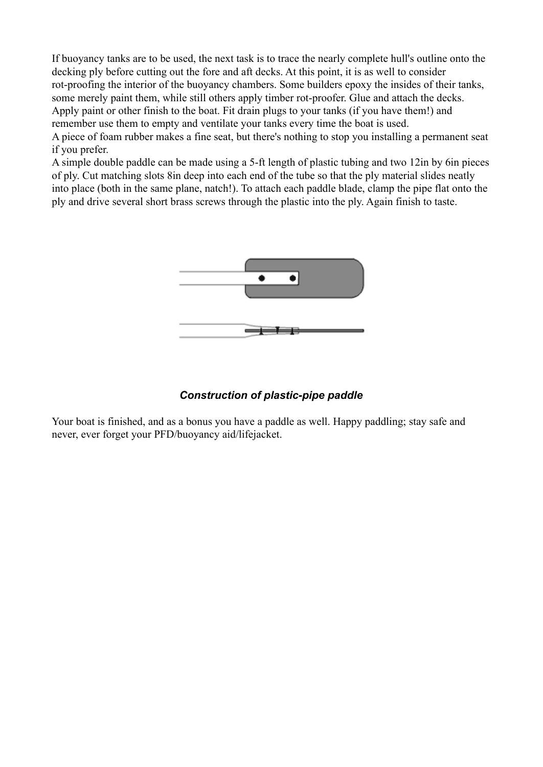If buoyancy tanks are to be used, the next task is to trace the nearly complete hull's outline onto the decking ply before cutting out the fore and aft decks. At this point, it is as well to consider rot-proofing the interior of the buoyancy chambers. Some builders epoxy the insides of their tanks, some merely paint them, while still others apply timber rot-proofer. Glue and attach the decks. Apply paint or other finish to the boat. Fit drain plugs to your tanks (if you have them!) and remember use them to empty and ventilate your tanks every time the boat is used.

A piece of foam rubber makes a fine seat, but there's nothing to stop you installing a permanent seat if you prefer.

A simple double paddle can be made using a 5-ft length of plastic tubing and two 12in by 6in pieces of ply. Cut matching slots 8in deep into each end of the tube so that the ply material slides neatly into place (both in the same plane, natch!). To attach each paddle blade, clamp the pipe flat onto the ply and drive several short brass screws through the plastic into the ply. Again finish to taste.

***Construction of plastic-pipe paddle***

Your boat is finished, and as a bonus you have a paddle as well. Happy paddling; stay safe and never, ever forget your PFD/buoyancy aid/lifejacket.